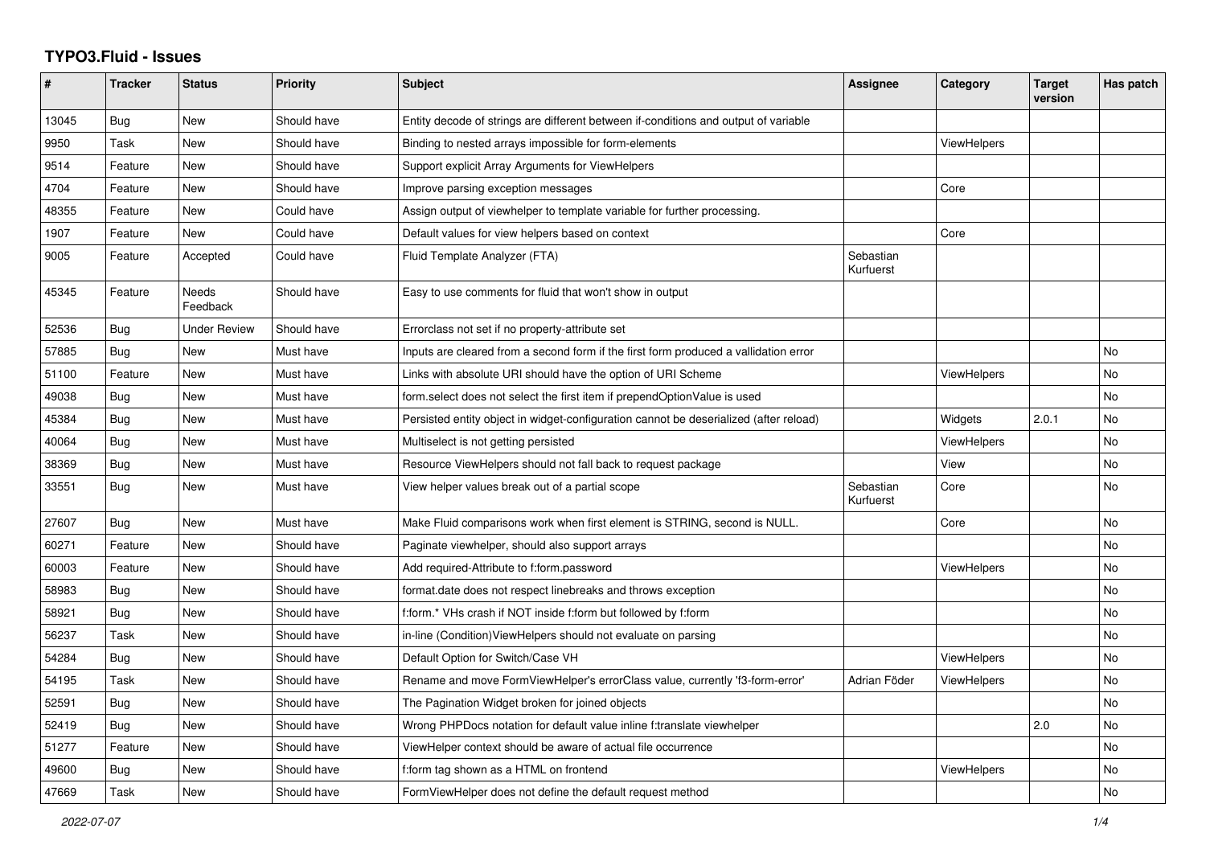# TYPO3.Fluid - Issues

| # | Tracker | Status | Priority | Subject | Assignee | Category | Target version | Has patch |
|---|---|---|---|---|---|---|---|---|
| 13045 | Bug | New | Should have | Entity decode of strings are different between if-conditions and output of variable | | | | |
| 9950 | Task | New | Should have | Binding to nested arrays impossible for form-elements | | ViewHelpers | | |
| 9514 | Feature | New | Should have | Support explicit Array Arguments for ViewHelpers | | | | |
| 4704 | Feature | New | Should have | Improve parsing exception messages | | Core | | |
| 48355 | Feature | New | Could have | Assign output of viewhelper to template variable for further processing. | | | | |
| 1907 | Feature | New | Could have | Default values for view helpers based on context | | Core | | |
| 9005 | Feature | Accepted | Could have | Fluid Template Analyzer (FTA) | Sebastian Kurfuerst | | | |
| 45345 | Feature | Needs Feedback | Should have | Easy to use comments for fluid that won't show in output | | | | |
| 52536 | Bug | Under Review | Should have | Errorclass not set if no property-attribute set | | | | |
| 57885 | Bug | New | Must have | Inputs are cleared from a second form if the first form produced a vallidation error | | | | No |
| 51100 | Feature | New | Must have | Links with absolute URI should have the option of URI Scheme | | ViewHelpers | | No |
| 49038 | Bug | New | Must have | form.select does not select the first item if prependOptionValue is used | | | | No |
| 45384 | Bug | New | Must have | Persisted entity object in widget-configuration cannot be deserialized (after reload) | | Widgets | 2.0.1 | No |
| 40064 | Bug | New | Must have | Multiselect is not getting persisted | | ViewHelpers | | No |
| 38369 | Bug | New | Must have | Resource ViewHelpers should not fall back to request package | | View | | No |
| 33551 | Bug | New | Must have | View helper values break out of a partial scope | Sebastian Kurfuerst | Core | | No |
| 27607 | Bug | New | Must have | Make Fluid comparisons work when first element is STRING, second is NULL. | | Core | | No |
| 60271 | Feature | New | Should have | Paginate viewhelper, should also support arrays | | | | No |
| 60003 | Feature | New | Should have | Add required-Attribute to f:form.password | | ViewHelpers | | No |
| 58983 | Bug | New | Should have | format.date does not respect linebreaks and throws exception | | | | No |
| 58921 | Bug | New | Should have | f:form.* VHs crash if NOT inside f:form but followed by f:form | | | | No |
| 56237 | Task | New | Should have | in-line (Condition)ViewHelpers should not evaluate on parsing | | | | No |
| 54284 | Bug | New | Should have | Default Option for Switch/Case VH | | ViewHelpers | | No |
| 54195 | Task | New | Should have | Rename and move FormViewHelper's errorClass value, currently 'f3-form-error' | Adrian Föder | ViewHelpers | | No |
| 52591 | Bug | New | Should have | The Pagination Widget broken for joined objects | | | | No |
| 52419 | Bug | New | Should have | Wrong PHPDocs notation for default value inline f:translate viewhelper | | | 2.0 | No |
| 51277 | Feature | New | Should have | ViewHelper context should be aware of actual file occurrence | | | | No |
| 49600 | Bug | New | Should have | f:form tag shown as a HTML on frontend | | ViewHelpers | | No |
| 47669 | Task | New | Should have | FormViewHelper does not define the default request method | | | | No |

*2022-07-07*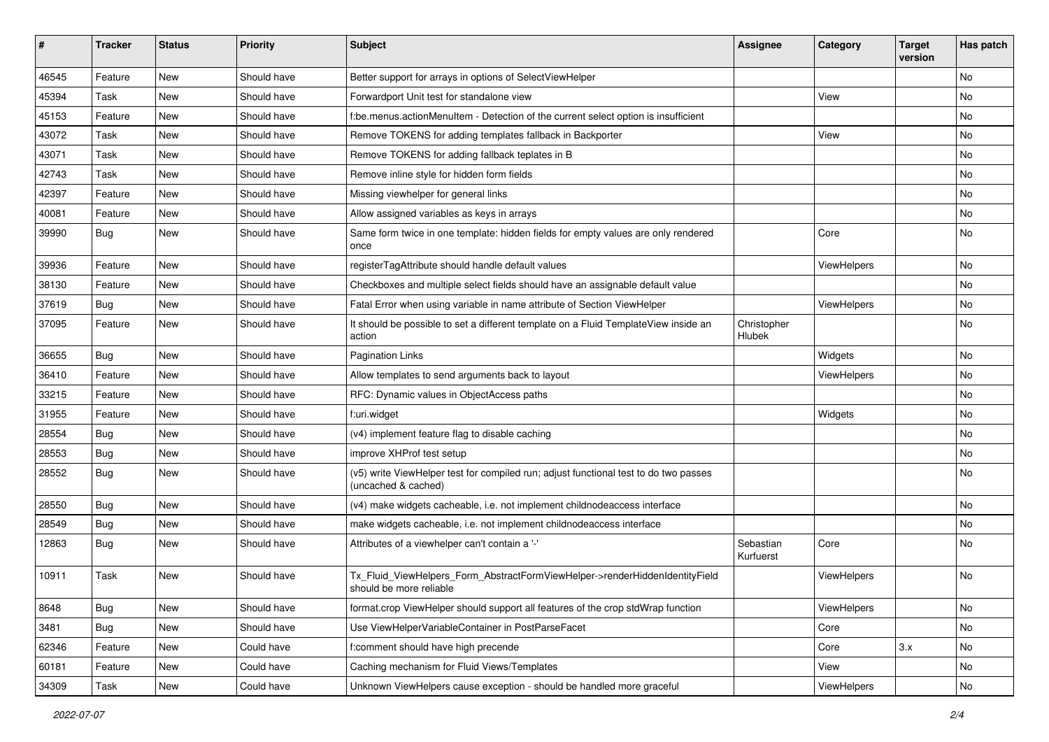| # | Tracker | Status | Priority | Subject | Assignee | Category | Target version | Has patch |
|---|---|---|---|---|---|---|---|---|
| 46545 | Feature | New | Should have | Better support for arrays in options of SelectViewHelper | | | | No |
| 45394 | Task | New | Should have | Forwardport Unit test for standalone view | | View | | No |
| 45153 | Feature | New | Should have | f:be.menus.actionMenuItem - Detection of the current select option is insufficient | | | | No |
| 43072 | Task | New | Should have | Remove TOKENS for adding templates fallback in Backporter | | View | | No |
| 43071 | Task | New | Should have | Remove TOKENS for adding fallback teplates in B | | | | No |
| 42743 | Task | New | Should have | Remove inline style for hidden form fields | | | | No |
| 42397 | Feature | New | Should have | Missing viewhelper for general links | | | | No |
| 40081 | Feature | New | Should have | Allow assigned variables as keys in arrays | | | | No |
| 39990 | Bug | New | Should have | Same form twice in one template: hidden fields for empty values are only rendered once | | Core | | No |
| 39936 | Feature | New | Should have | registerTagAttribute should handle default values | | ViewHelpers | | No |
| 38130 | Feature | New | Should have | Checkboxes and multiple select fields should have an assignable default value | | | | No |
| 37619 | Bug | New | Should have | Fatal Error when using variable in name attribute of Section ViewHelper | | ViewHelpers | | No |
| 37095 | Feature | New | Should have | It should be possible to set a different template on a Fluid TemplateView inside an action | Christopher Hlubek | | | No |
| 36655 | Bug | New | Should have | Pagination Links | | Widgets | | No |
| 36410 | Feature | New | Should have | Allow templates to send arguments back to layout | | ViewHelpers | | No |
| 33215 | Feature | New | Should have | RFC: Dynamic values in ObjectAccess paths | | | | No |
| 31955 | Feature | New | Should have | f:uri.widget | | Widgets | | No |
| 28554 | Bug | New | Should have | (v4) implement feature flag to disable caching | | | | No |
| 28553 | Bug | New | Should have | improve XHProf test setup | | | | No |
| 28552 | Bug | New | Should have | (v5) write ViewHelper test for compiled run; adjust functional test to do two passes (uncached & cached) | | | | No |
| 28550 | Bug | New | Should have | (v4) make widgets cacheable, i.e. not implement childnodeaccess interface | | | | No |
| 28549 | Bug | New | Should have | make widgets cacheable, i.e. not implement childnodeaccess interface | | | | No |
| 12863 | Bug | New | Should have | Attributes of a viewhelper can't contain a '-' | Sebastian Kurfuerst | Core | | No |
| 10911 | Task | New | Should have | Tx_Fluid_ViewHelpers_Form_AbstractFormViewHelper->renderHiddenIdentityField should be more reliable | | ViewHelpers | | No |
| 8648 | Bug | New | Should have | format.crop ViewHelper should support all features of the crop stdWrap function | | ViewHelpers | | No |
| 3481 | Bug | New | Should have | Use ViewHelperVariableContainer in PostParseFacet | | Core | | No |
| 62346 | Feature | New | Could have | f:comment should have high precende | | Core | 3.x | No |
| 60181 | Feature | New | Could have | Caching mechanism for Fluid Views/Templates | | View | | No |
| 34309 | Task | New | Could have | Unknown ViewHelpers cause exception - should be handled more graceful | | ViewHelpers | | No |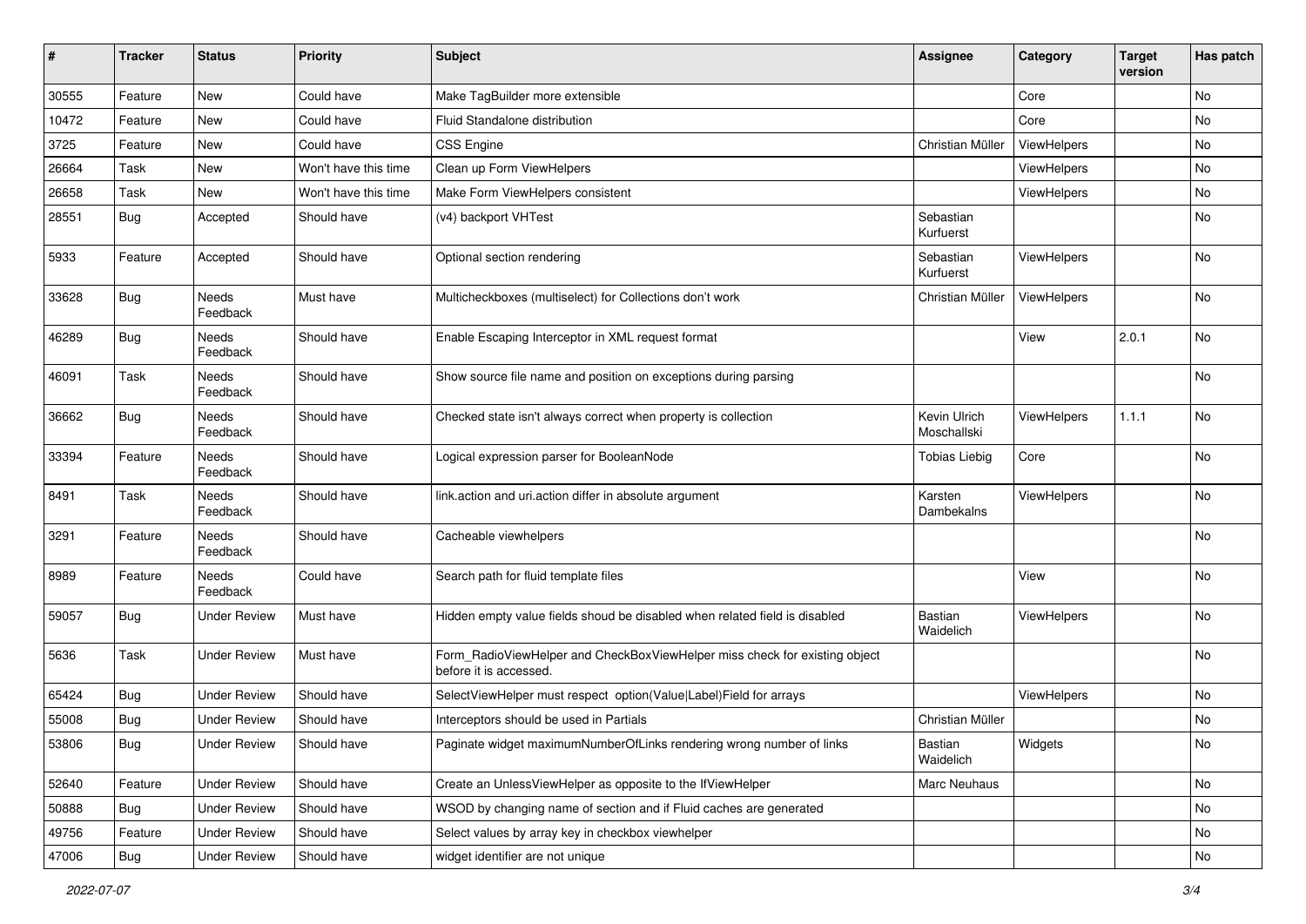| # | Tracker | Status | Priority | Subject | Assignee | Category | Target version | Has patch |
|---|---|---|---|---|---|---|---|---|
| 30555 | Feature | New | Could have | Make TagBuilder more extensible | | Core | | No |
| 10472 | Feature | New | Could have | Fluid Standalone distribution | | Core | | No |
| 3725 | Feature | New | Could have | CSS Engine | Christian Müller | ViewHelpers | | No |
| 26664 | Task | New | Won't have this time | Clean up Form ViewHelpers | | ViewHelpers | | No |
| 26658 | Task | New | Won't have this time | Make Form ViewHelpers consistent | | ViewHelpers | | No |
| 28551 | Bug | Accepted | Should have | (v4) backport VHTest | Sebastian Kurfuerst | | | No |
| 5933 | Feature | Accepted | Should have | Optional section rendering | Sebastian Kurfuerst | ViewHelpers | | No |
| 33628 | Bug | Needs Feedback | Must have | Multicheckboxes (multiselect) for Collections don't work | Christian Müller | ViewHelpers | | No |
| 46289 | Bug | Needs Feedback | Should have | Enable Escaping Interceptor in XML request format | | View | 2.0.1 | No |
| 46091 | Task | Needs Feedback | Should have | Show source file name and position on exceptions during parsing | | | | No |
| 36662 | Bug | Needs Feedback | Should have | Checked state isn't always correct when property is collection | Kevin Ulrich Moschallski | ViewHelpers | 1.1.1 | No |
| 33394 | Feature | Needs Feedback | Should have | Logical expression parser for BooleanNode | Tobias Liebig | Core | | No |
| 8491 | Task | Needs Feedback | Should have | link.action and uri.action differ in absolute argument | Karsten Dambekalns | ViewHelpers | | No |
| 3291 | Feature | Needs Feedback | Should have | Cacheable viewhelpers | | | | No |
| 8989 | Feature | Needs Feedback | Could have | Search path for fluid template files | | View | | No |
| 59057 | Bug | Under Review | Must have | Hidden empty value fields shoud be disabled when related field is disabled | Bastian Waidelich | ViewHelpers | | No |
| 5636 | Task | Under Review | Must have | Form_RadioViewHelper and CheckBoxViewHelper miss check for existing object before it is accessed. | | | | No |
| 65424 | Bug | Under Review | Should have | SelectViewHelper must respect option(Value\|Label)Field for arrays | | ViewHelpers | | No |
| 55008 | Bug | Under Review | Should have | Interceptors should be used in Partials | Christian Müller | | | No |
| 53806 | Bug | Under Review | Should have | Paginate widget maximumNumberOfLinks rendering wrong number of links | Bastian Waidelich | Widgets | | No |
| 52640 | Feature | Under Review | Should have | Create an UnlessViewHelper as opposite to the IfViewHelper | Marc Neuhaus | | | No |
| 50888 | Bug | Under Review | Should have | WSOD by changing name of section and if Fluid caches are generated | | | | No |
| 49756 | Feature | Under Review | Should have | Select values by array key in checkbox viewhelper | | | | No |
| 47006 | Bug | Under Review | Should have | widget identifier are not unique | | | | No |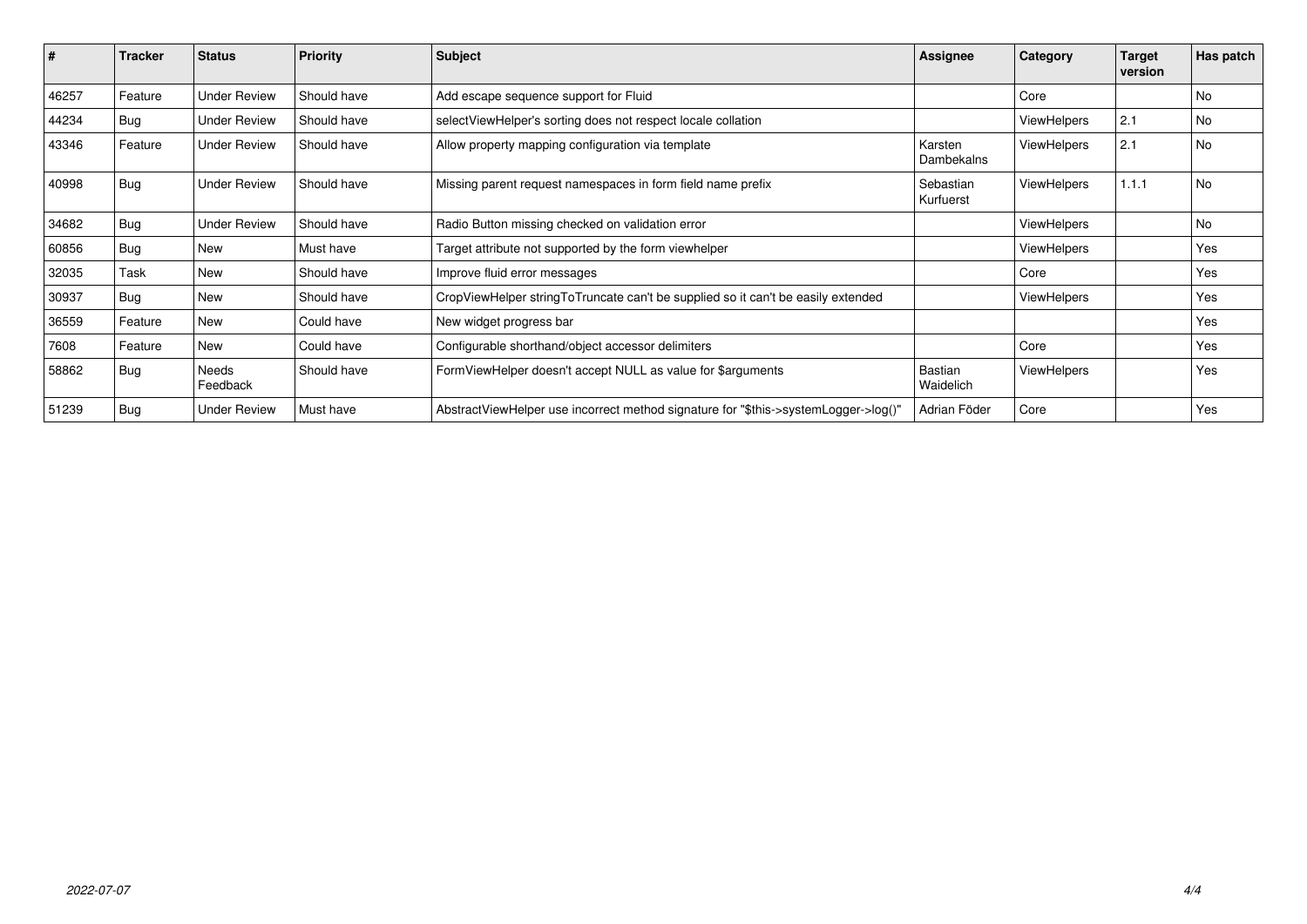| # | Tracker | Status | Priority | Subject | Assignee | Category | Target version | Has patch |
|---|---|---|---|---|---|---|---|---|
| 46257 | Feature | Under Review | Should have | Add escape sequence support for Fluid | | Core | | No |
| 44234 | Bug | Under Review | Should have | selectViewHelper's sorting does not respect locale collation | | ViewHelpers | 2.1 | No |
| 43346 | Feature | Under Review | Should have | Allow property mapping configuration via template | Karsten Dambekalns | ViewHelpers | 2.1 | No |
| 40998 | Bug | Under Review | Should have | Missing parent request namespaces in form field name prefix | Sebastian Kurfuerst | ViewHelpers | 1.1.1 | No |
| 34682 | Bug | Under Review | Should have | Radio Button missing checked on validation error | | ViewHelpers | | No |
| 60856 | Bug | New | Must have | Target attribute not supported by the form viewhelper | | ViewHelpers | | Yes |
| 32035 | Task | New | Should have | Improve fluid error messages | | Core | | Yes |
| 30937 | Bug | New | Should have | CropViewHelper stringToTruncate can't be supplied so it can't be easily extended | | ViewHelpers | | Yes |
| 36559 | Feature | New | Could have | New widget progress bar | | | | Yes |
| 7608 | Feature | New | Could have | Configurable shorthand/object accessor delimiters | | Core | | Yes |
| 58862 | Bug | Needs Feedback | Should have | FormViewHelper doesn't accept NULL as value for $arguments | Bastian Waidelich | ViewHelpers | | Yes |
| 51239 | Bug | Under Review | Must have | AbstractViewHelper use incorrect method signature for "$this->systemLogger->log()" | Adrian Föder | Core | | Yes |

2022-07-07